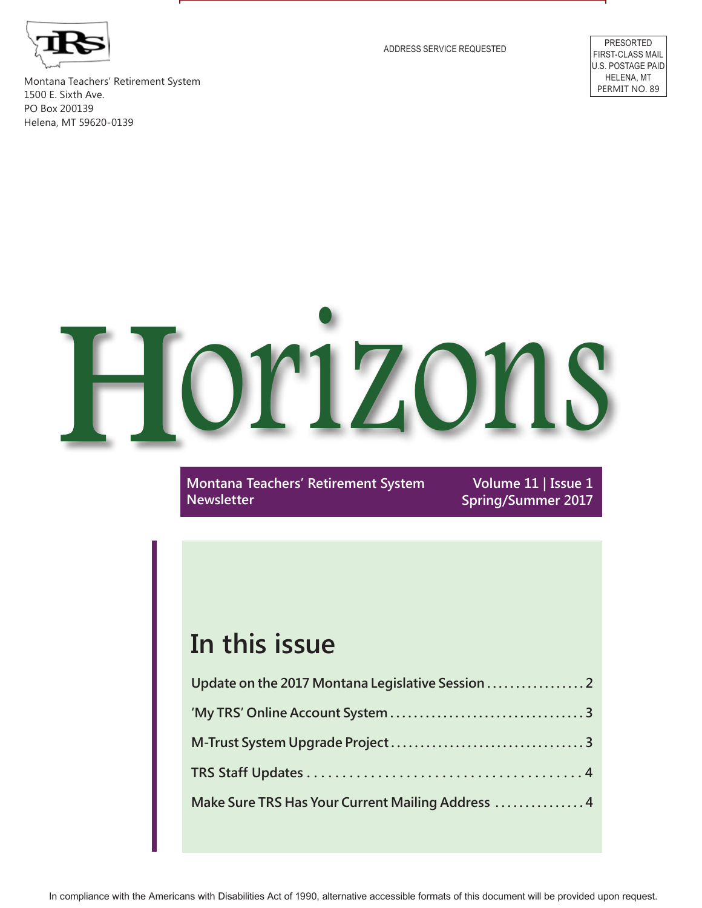Montana Teachers' Retirement System
1500 E. Sixth Ave.
PO Box 200139
Helena, MT 59620-0139

ADDRESS SERVICE REQUESTED

PRESORTED
FIRST-CLASS MAIL
U.S. POSTAGE PAID
HELENA, MT
PERMIT NO. 89

# Horizons

**Montana Teachers' Retirement System Newsletter**

**Volume 11 | Issue 1**
**Spring/Summer 2017**

## In this issue

- Update on the 2017 Montana Legislative Session ..... 2
- 'My TRS' Online Account System ..... 3
- M-Trust System Upgrade Project ..... 3
- TRS Staff Updates ..... 4
- Make Sure TRS Has Your Current Mailing Address ..... 4

In compliance with the Americans with Disabilities Act of 1990, alternative accessible formats of this document will be provided upon request.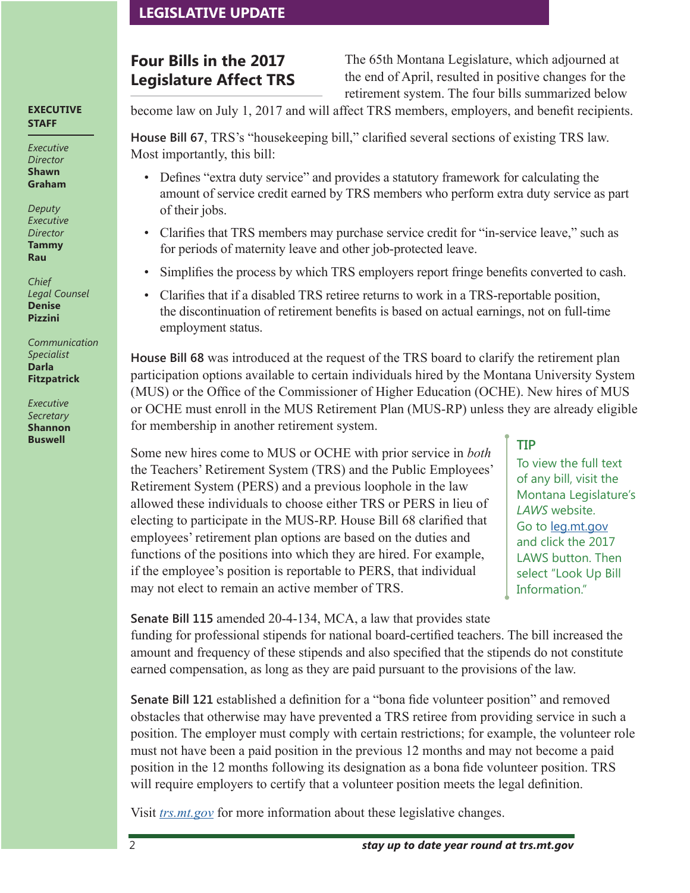LEGISLATIVE UPDATE

**EXECUTIVE STAFF**

*Executive Director*
**Shawn Graham**

*Deputy Executive Director*
**Tammy Rau**

*Chief Legal Counsel*
**Denise Pizzini**

*Communication Specialist*
**Darla Fitzpatrick**

*Executive Secretary*
**Shannon Buswell**

## Four Bills in the 2017 Legislature Affect TRS

The 65th Montana Legislature, which adjourned at the end of April, resulted in positive changes for the retirement system. The four bills summarized below become law on July 1, 2017 and will affect TRS members, employers, and benefit recipients.

**House Bill 67**, TRS's "housekeeping bill," clarified several sections of existing TRS law. Most importantly, this bill:

- Defines "extra duty service" and provides a statutory framework for calculating the amount of service credit earned by TRS members who perform extra duty service as part of their jobs.
- Clarifies that TRS members may purchase service credit for "in-service leave," such as for periods of maternity leave and other job-protected leave.
- Simplifies the process by which TRS employers report fringe benefits converted to cash.
- Clarifies that if a disabled TRS retiree returns to work in a TRS-reportable position, the discontinuation of retirement benefits is based on actual earnings, not on full-time employment status.

**House Bill 68** was introduced at the request of the TRS board to clarify the retirement plan participation options available to certain individuals hired by the Montana University System (MUS) or the Office of the Commissioner of Higher Education (OCHE). New hires of MUS or OCHE must enroll in the MUS Retirement Plan (MUS-RP) unless they are already eligible for membership in another retirement system.

Some new hires come to MUS or OCHE with prior service in *both* the Teachers' Retirement System (TRS) and the Public Employees' Retirement System (PERS) and a previous loophole in the law allowed these individuals to choose either TRS or PERS in lieu of electing to participate in the MUS-RP. House Bill 68 clarified that employees' retirement plan options are based on the duties and functions of the positions into which they are hired. For example, if the employee's position is reportable to PERS, that individual may not elect to remain an active member of TRS.

> **TIP**
>
> To view the full text of any bill, visit the Montana Legislature's *LAWS* website. Go to leg.mt.gov and click the 2017 LAWS button. Then select "Look Up Bill Information."

**Senate Bill 115** amended 20-4-134, MCA, a law that provides state funding for professional stipends for national board-certified teachers. The bill increased the amount and frequency of these stipends and also specified that the stipends do not constitute earned compensation, as long as they are paid pursuant to the provisions of the law.

**Senate Bill 121** established a definition for a "bona fide volunteer position" and removed obstacles that otherwise may have prevented a TRS retiree from providing service in such a position. The employer must comply with certain restrictions; for example, the volunteer role must not have been a paid position in the previous 12 months and may not become a paid position in the 12 months following its designation as a bona fide volunteer position. TRS will require employers to certify that a volunteer position meets the legal definition.

Visit *trs.mt.gov* for more information about these legislative changes.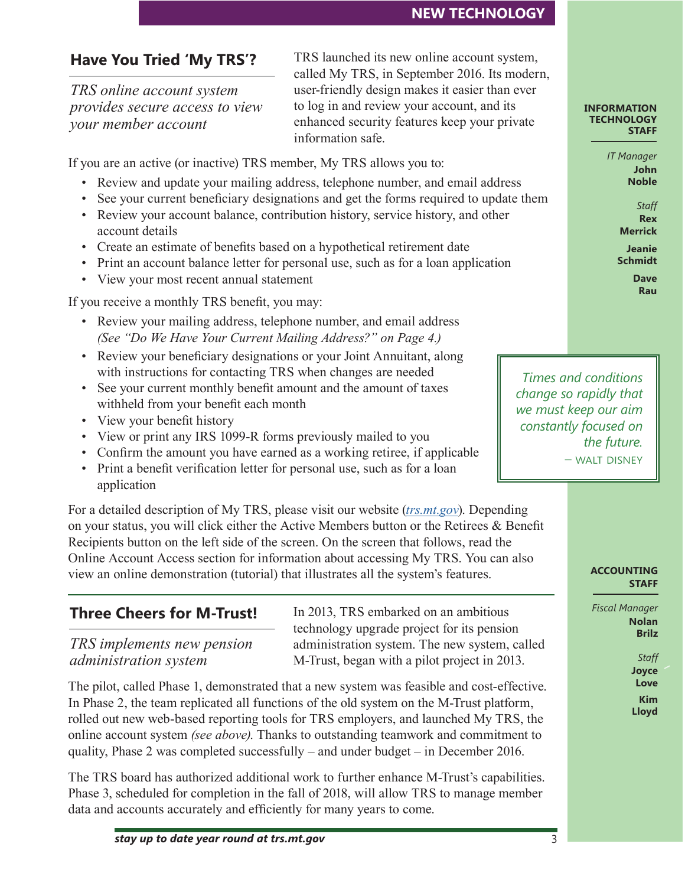## NEW TECHNOLOGY

## Have You Tried 'My TRS'?

*TRS online account system provides secure access to view your member account*

TRS launched its new online account system, called My TRS, in September 2016. Its modern, user-friendly design makes it easier than ever to log in and review your account, and its enhanced security features keep your private information safe.

If you are an active (or inactive) TRS member, My TRS allows you to:

- Review and update your mailing address, telephone number, and email address
- See your current beneficiary designations and get the forms required to update them
- Review your account balance, contribution history, service history, and other account details
- Create an estimate of benefits based on a hypothetical retirement date
- Print an account balance letter for personal use, such as for a loan application
- View your most recent annual statement

If you receive a monthly TRS benefit, you may:

- Review your mailing address, telephone number, and email address *(See "Do We Have Your Current Mailing Address?" on Page 4.)*
- Review your beneficiary designations or your Joint Annuitant, along with instructions for contacting TRS when changes are needed
- See your current monthly benefit amount and the amount of taxes withheld from your benefit each month
- View your benefit history
- View or print any IRS 1099-R forms previously mailed to you
- Confirm the amount you have earned as a working retiree, if applicable
- Print a benefit verification letter for personal use, such as for a loan application

For a detailed description of My TRS, please visit our website (*trs.mt.gov*). Depending on your status, you will click either the Active Members button or the Retirees & Benefit Recipients button on the left side of the screen. On the screen that follows, read the Online Account Access section for information about accessing My TRS. You can also view an online demonstration (tutorial) that illustrates all the system's features.

> *Times and conditions change so rapidly that we must keep our aim constantly focused on the future.*
> — WALT DISNEY

## Three Cheers for M-Trust!

*TRS implements new pension administration system*

In 2013, TRS embarked on an ambitious technology upgrade project for its pension administration system. The new system, called M-Trust, began with a pilot project in 2013.

The pilot, called Phase 1, demonstrated that a new system was feasible and cost-effective. In Phase 2, the team replicated all functions of the old system on the M-Trust platform, rolled out new web-based reporting tools for TRS employers, and launched My TRS, the online account system *(see above)*. Thanks to outstanding teamwork and commitment to quality, Phase 2 was completed successfully – and under budget – in December 2016.

The TRS board has authorized additional work to further enhance M-Trust's capabilities. Phase 3, scheduled for completion in the fall of 2018, will allow TRS to manage member data and accounts accurately and efficiently for many years to come.

**INFORMATION TECHNOLOGY STAFF**

*IT Manager*
**John Noble**

*Staff*
**Rex Merrick**
**Jeanie Schmidt**
**Dave Rau**

**ACCOUNTING STAFF**

*Fiscal Manager*
**Nolan Brilz**

*Staff*
**Joyce Love**
**Kim Lloyd**

***stay up to date year round at trs.mt.gov***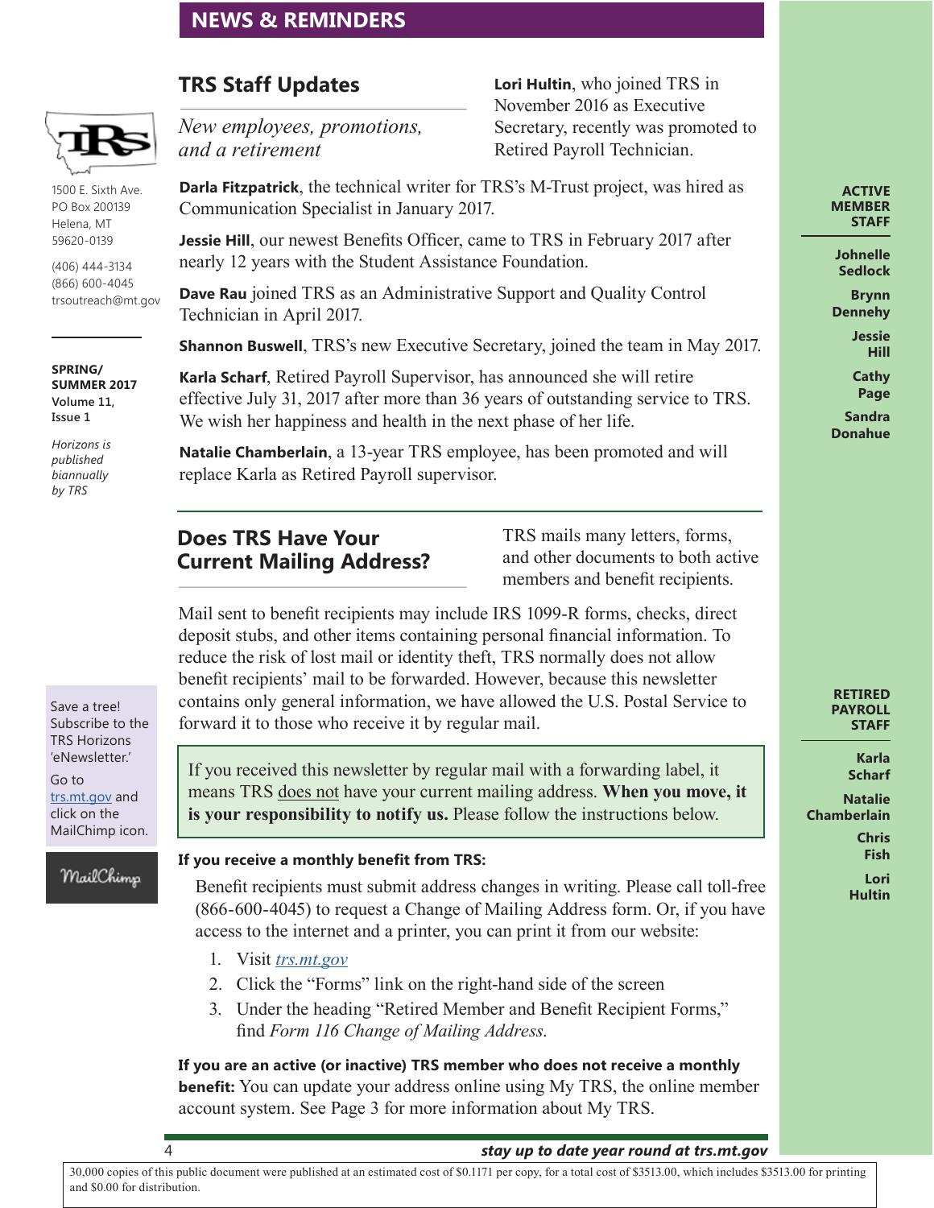## NEWS & REMINDERS

1500 E. Sixth Ave.
PO Box 200139
Helena, MT
59620-0139

(406) 444-3134
(866) 600-4045
trsoutreach@mt.gov

**SPRING/ SUMMER 2017**
**Volume 11, Issue 1**

*Horizons is published biannually by TRS*

### TRS Staff Updates

*New employees, promotions, and a retirement*

**Lori Hultin**, who joined TRS in November 2016 as Executive Secretary, recently was promoted to Retired Payroll Technician.

**Darla Fitzpatrick**, the technical writer for TRS's M-Trust project, was hired as Communication Specialist in January 2017.

**Jessie Hill**, our newest Benefits Officer, came to TRS in February 2017 after nearly 12 years with the Student Assistance Foundation.

**Dave Rau** joined TRS as an Administrative Support and Quality Control Technician in April 2017.

**Shannon Buswell**, TRS's new Executive Secretary, joined the team in May 2017.

**Karla Scharf**, Retired Payroll Supervisor, has announced she will retire effective July 31, 2017 after more than 36 years of outstanding service to TRS. We wish her happiness and health in the next phase of her life.

**Natalie Chamberlain**, a 13-year TRS employee, has been promoted and will replace Karla as Retired Payroll supervisor.

### Does TRS Have Your Current Mailing Address?

TRS mails many letters, forms, and other documents to both active members and benefit recipients.

Mail sent to benefit recipients may include IRS 1099-R forms, checks, direct deposit stubs, and other items containing personal financial information. To reduce the risk of lost mail or identity theft, TRS normally does not allow benefit recipients' mail to be forwarded. However, because this newsletter contains only general information, we have allowed the U.S. Postal Service to forward it to those who receive it by regular mail.

> If you received this newsletter by regular mail with a forwarding label, it means TRS does not have your current mailing address. **When you move, it is your responsibility to notify us.** Please follow the instructions below.

**If you receive a monthly benefit from TRS:**

Benefit recipients must submit address changes in writing. Please call toll-free (866-600-4045) to request a Change of Mailing Address form. Or, if you have access to the internet and a printer, you can print it from our website:

1. Visit *trs.mt.gov*
2. Click the "Forms" link on the right-hand side of the screen
3. Under the heading "Retired Member and Benefit Recipient Forms," find *Form 116 Change of Mailing Address.*

**If you are an active (or inactive) TRS member who does not receive a monthly benefit:** You can update your address online using My TRS, the online member account system. See Page 3 for more information about My TRS.

Save a tree! Subscribe to the TRS Horizons 'eNewsletter.'

Go to trs.mt.gov and click on the MailChimp icon.

MailChimp

**ACTIVE MEMBER STAFF**

**Johnelle Sedlock**

**Brynn Dennehy**

**Jessie Hill**

**Cathy Page**

**Sandra Donahue**

**RETIRED PAYROLL STAFF**

**Karla Scharf**

**Natalie Chamberlain**

**Chris Fish**

**Lori Hultin**

***stay up to date year round at trs.mt.gov***

30,000 copies of this public document were published at an estimated cost of $0.1171 per copy, for a total cost of $3513.00, which includes $3513.00 for printing and $0.00 for distribution.